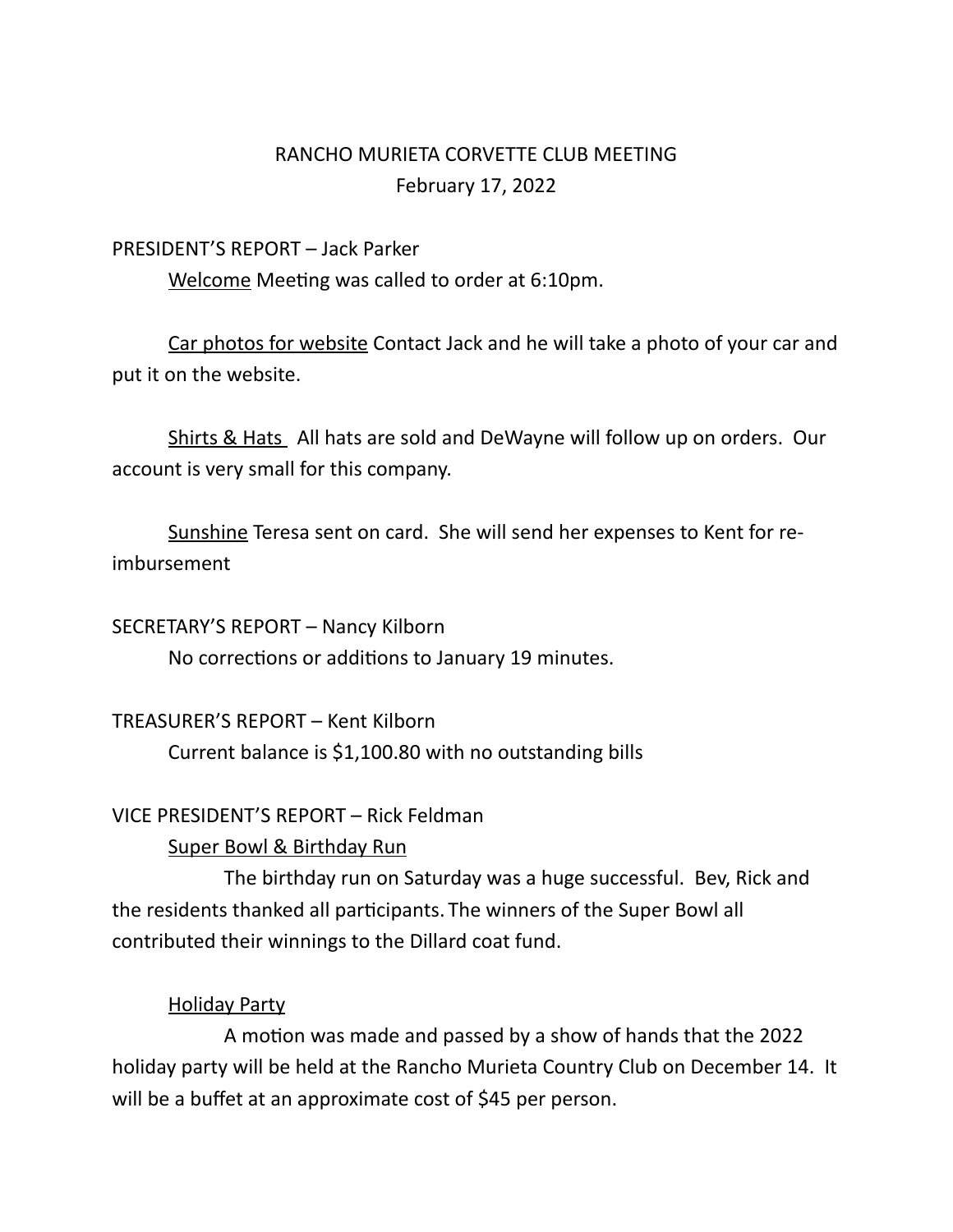# RANCHO MURIETA CORVETTE CLUB MEETING

February 17, 2022

## PRESIDENT'S REPORT – Jack Parker

Welcome Meeting was called to order at 6:10pm.

Car photos for website Contact Jack and he will take a photo of your car and put it on the website.

Shirts & Hats All hats are sold and DeWayne will follow up on orders. Our account is very small for this company.

Sunshine Teresa sent on card. She will send her expenses to Kent for re-imbursement

## SECRETARY'S REPORT – Nancy Kilborn

No corrections or additions to January 19 minutes.

## TREASURER'S REPORT – Kent Kilborn

Current balance is $1,100.80 with no outstanding bills

## VICE PRESIDENT'S REPORT – Rick Feldman

### Super Bowl & Birthday Run

The birthday run on Saturday was a huge successful. Bev, Rick and the residents thanked all participants. The winners of the Super Bowl all contributed their winnings to the Dillard coat fund.

### Holiday Party

A motion was made and passed by a show of hands that the 2022 holiday party will be held at the Rancho Murieta Country Club on December 14. It will be a buffet at an approximate cost of $45 per person.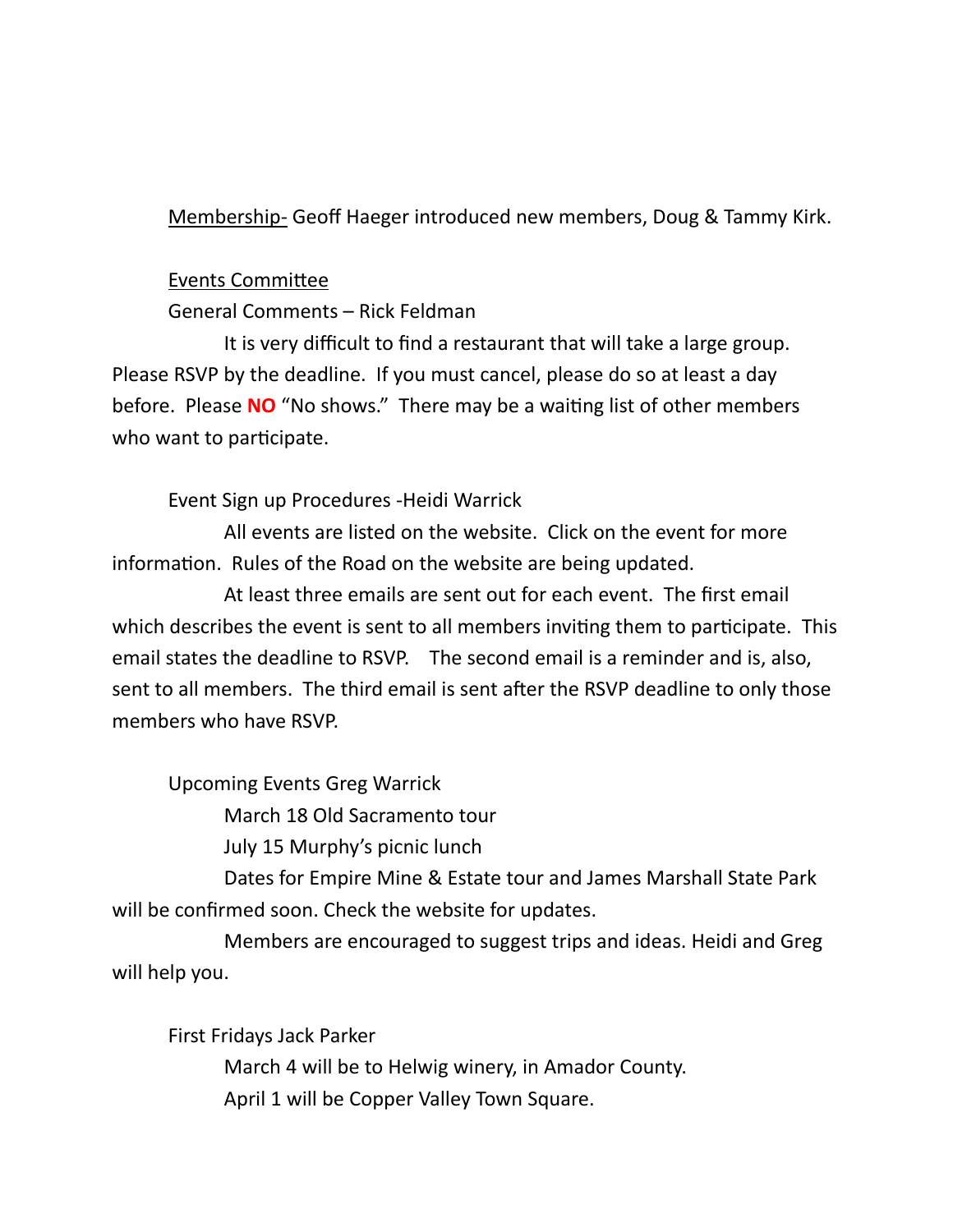Membership- Geoff Haeger introduced new members, Doug & Tammy Kirk.

Events Committee

General Comments – Rick Feldman

It is very difficult to find a restaurant that will take a large group. Please RSVP by the deadline. If you must cancel, please do so at least a day before. Please **NO** "No shows." There may be a waiting list of other members who want to participate.

Event Sign up Procedures -Heidi Warrick

All events are listed on the website. Click on the event for more information. Rules of the Road on the website are being updated.

At least three emails are sent out for each event. The first email which describes the event is sent to all members inviting them to participate. This email states the deadline to RSVP. The second email is a reminder and is, also, sent to all members. The third email is sent after the RSVP deadline to only those members who have RSVP.

Upcoming Events Greg Warrick

March 18 Old Sacramento tour

July 15 Murphy's picnic lunch

Dates for Empire Mine & Estate tour and James Marshall State Park will be confirmed soon. Check the website for updates.

Members are encouraged to suggest trips and ideas. Heidi and Greg will help you.

First Fridays Jack Parker

March 4 will be to Helwig winery, in Amador County.

April 1 will be Copper Valley Town Square.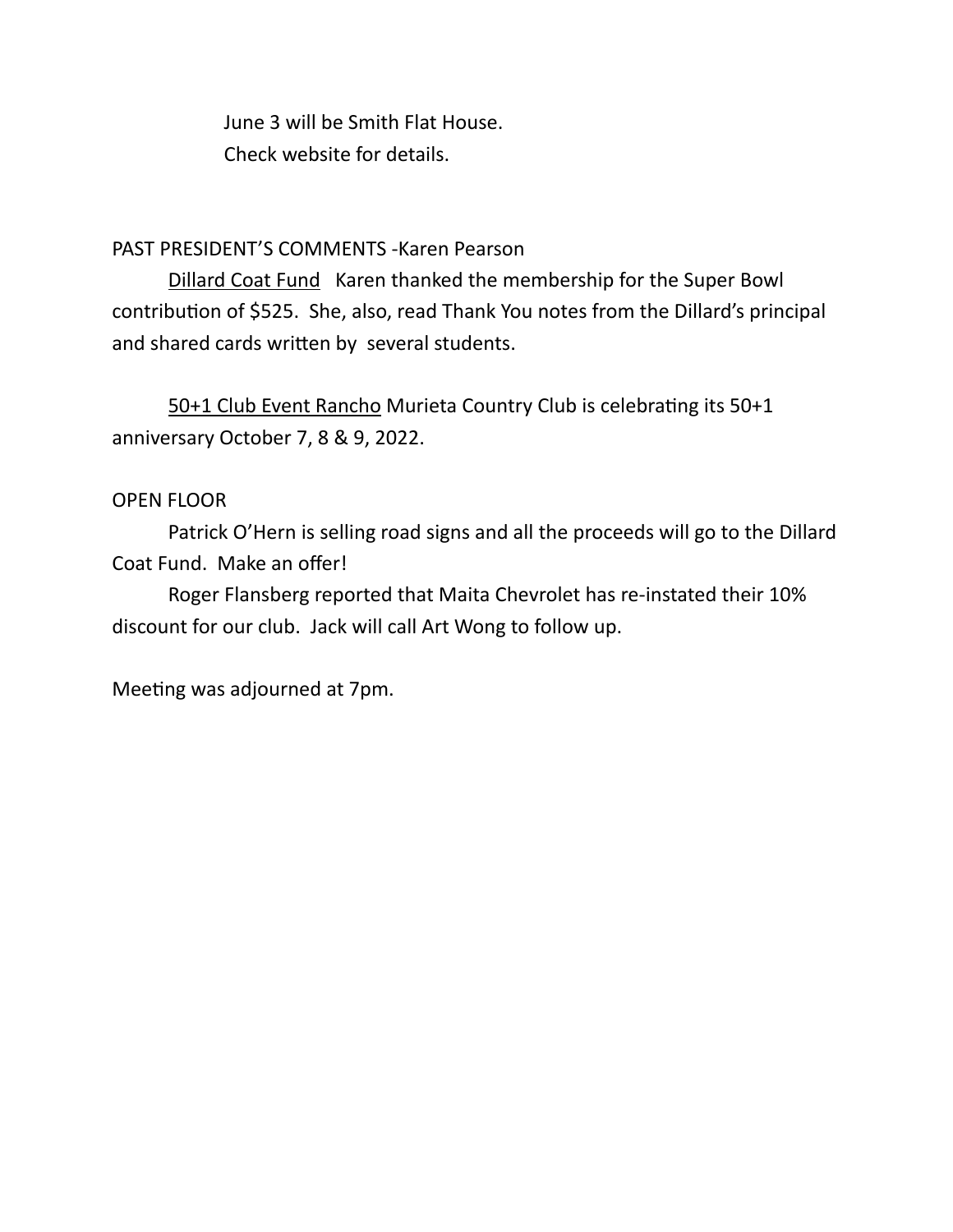June 3 will be Smith Flat House.
Check website for details.

PAST PRESIDENT'S COMMENTS -Karen Pearson

Dillard Coat Fund   Karen thanked the membership for the Super Bowl contribution of $525.  She, also, read Thank You notes from the Dillard's principal and shared cards written by  several students.

50+1 Club Event Rancho Murieta Country Club is celebrating its 50+1 anniversary October 7, 8 & 9, 2022.

OPEN FLOOR

Patrick O'Hern is selling road signs and all the proceeds will go to the Dillard Coat Fund.  Make an offer!

Roger Flansberg reported that Maita Chevrolet has re-instated their 10% discount for our club.  Jack will call Art Wong to follow up.

Meeting was adjourned at 7pm.